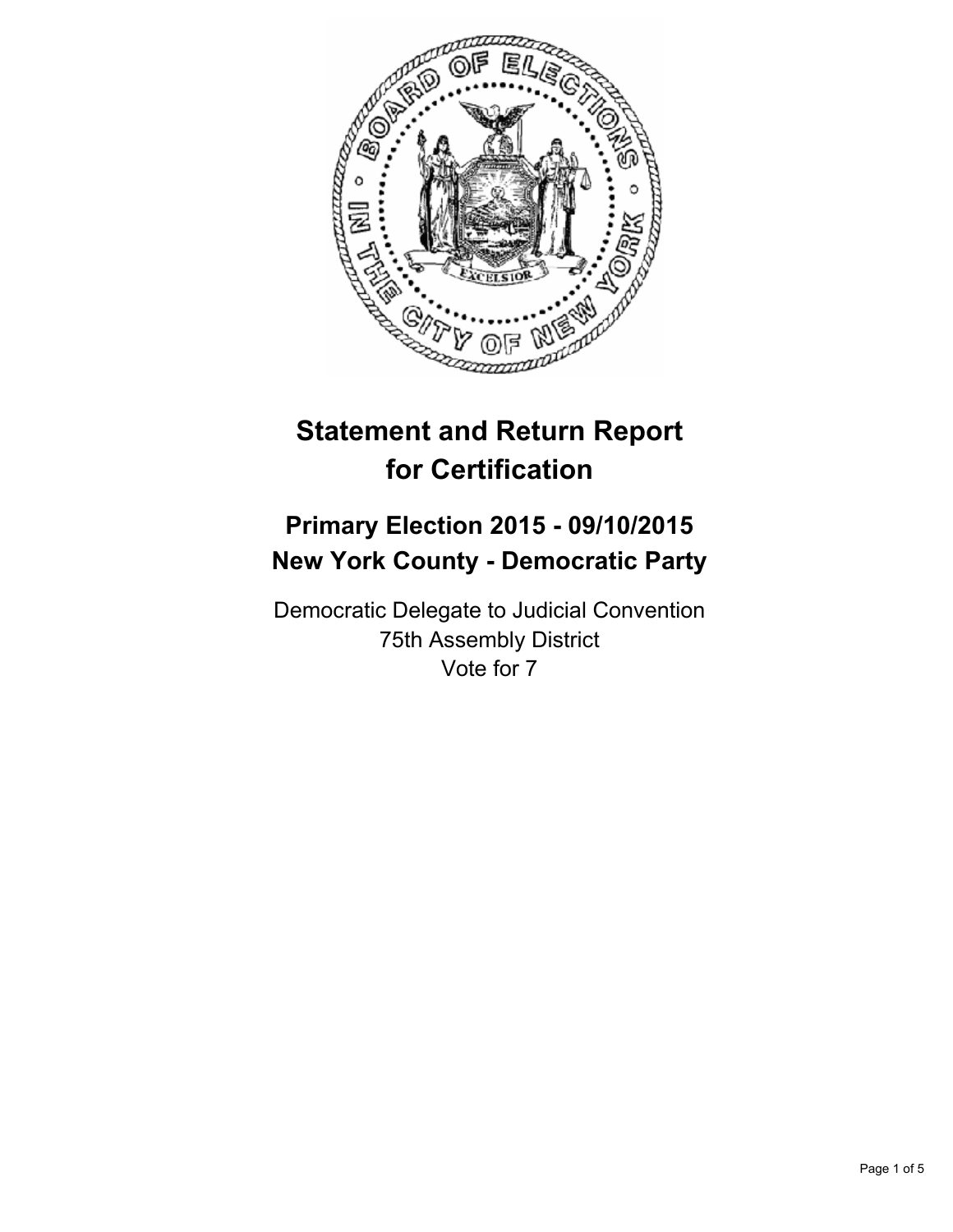# Statement and Return Report for Certification

## Primary Election 2015 - 09/10/2015
## New York County - Democratic Party

Democratic Delegate to Judicial Convention
75th Assembly District
Vote for 7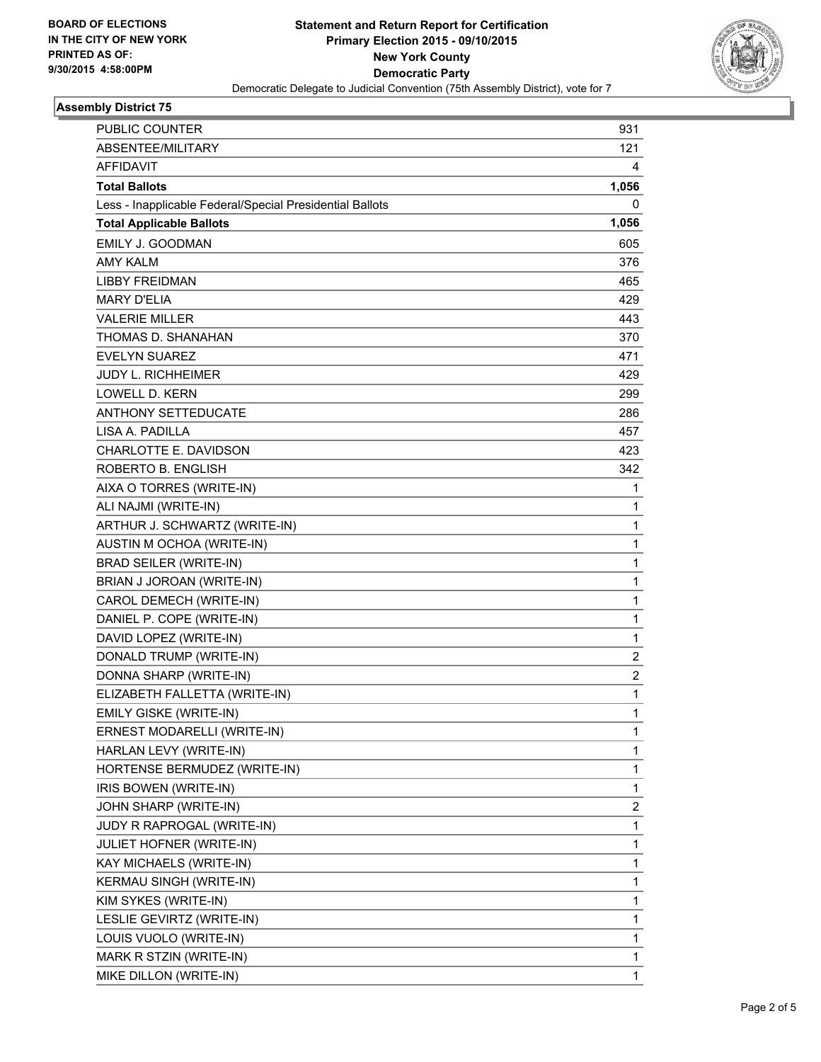BOARD OF ELECTIONS
IN THE CITY OF NEW YORK
PRINTED AS OF:
9/30/2015 4:58:00PM

**Statement and Return Report for Certification**
**Primary Election 2015 - 09/10/2015**
**New York County**
**Democratic Party**
Democratic Delegate to Judicial Convention (75th Assembly District), vote for 7

### Assembly District 75

| | |
|---|---|
| PUBLIC COUNTER | 931 |
| ABSENTEE/MILITARY | 121 |
| AFFIDAVIT | 4 |
| **Total Ballots** | **1,056** |
| Less - Inapplicable Federal/Special Presidential Ballots | 0 |
| **Total Applicable Ballots** | **1,056** |
| EMILY J. GOODMAN | 605 |
| AMY KALM | 376 |
| LIBBY FREIDMAN | 465 |
| MARY D'ELIA | 429 |
| VALERIE MILLER | 443 |
| THOMAS D. SHANAHAN | 370 |
| EVELYN SUAREZ | 471 |
| JUDY L. RICHHEIMER | 429 |
| LOWELL D. KERN | 299 |
| ANTHONY SETTEDUCATE | 286 |
| LISA A. PADILLA | 457 |
| CHARLOTTE E. DAVIDSON | 423 |
| ROBERTO B. ENGLISH | 342 |
| AIXA O TORRES (WRITE-IN) | 1 |
| ALI NAJMI (WRITE-IN) | 1 |
| ARTHUR J. SCHWARTZ (WRITE-IN) | 1 |
| AUSTIN M OCHOA (WRITE-IN) | 1 |
| BRAD SEILER (WRITE-IN) | 1 |
| BRIAN J JOROAN (WRITE-IN) | 1 |
| CAROL DEMECH (WRITE-IN) | 1 |
| DANIEL P. COPE (WRITE-IN) | 1 |
| DAVID LOPEZ (WRITE-IN) | 1 |
| DONALD TRUMP (WRITE-IN) | 2 |
| DONNA SHARP (WRITE-IN) | 2 |
| ELIZABETH FALLETTA (WRITE-IN) | 1 |
| EMILY GISKE (WRITE-IN) | 1 |
| ERNEST MODARELLI (WRITE-IN) | 1 |
| HARLAN LEVY (WRITE-IN) | 1 |
| HORTENSE BERMUDEZ (WRITE-IN) | 1 |
| IRIS BOWEN (WRITE-IN) | 1 |
| JOHN SHARP (WRITE-IN) | 2 |
| JUDY R RAPROGAL (WRITE-IN) | 1 |
| JULIET HOFNER (WRITE-IN) | 1 |
| KAY MICHAELS (WRITE-IN) | 1 |
| KERMAU SINGH (WRITE-IN) | 1 |
| KIM SYKES (WRITE-IN) | 1 |
| LESLIE GEVIRTZ (WRITE-IN) | 1 |
| LOUIS VUOLO (WRITE-IN) | 1 |
| MARK R STZIN (WRITE-IN) | 1 |
| MIKE DILLON (WRITE-IN) | 1 |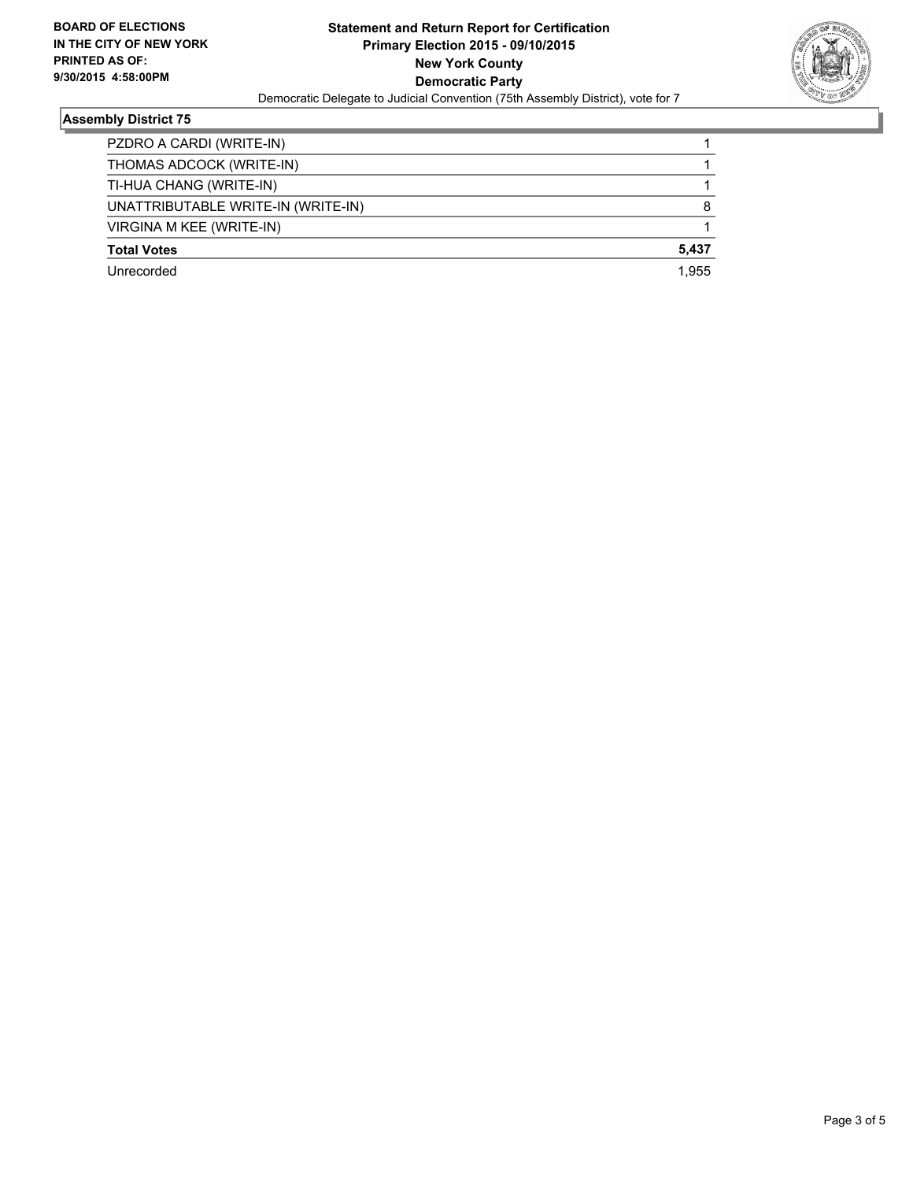**BOARD OF ELECTIONS IN THE CITY OF NEW YORK PRINTED AS OF: 9/30/2015 4:58:00PM**

**Statement and Return Report for Certification**
**Primary Election 2015 - 09/10/2015**
**New York County**
**Democratic Party**

Democratic Delegate to Judicial Convention (75th Assembly District), vote for 7

## Assembly District 75

| | |
|---|---|
| PZDRO A CARDI (WRITE-IN) | 1 |
| THOMAS ADCOCK (WRITE-IN) | 1 |
| TI-HUA CHANG (WRITE-IN) | 1 |
| UNATTRIBUTABLE WRITE-IN (WRITE-IN) | 8 |
| VIRGINA M KEE (WRITE-IN) | 1 |
| **Total Votes** | **5,437** |
| Unrecorded | 1,955 |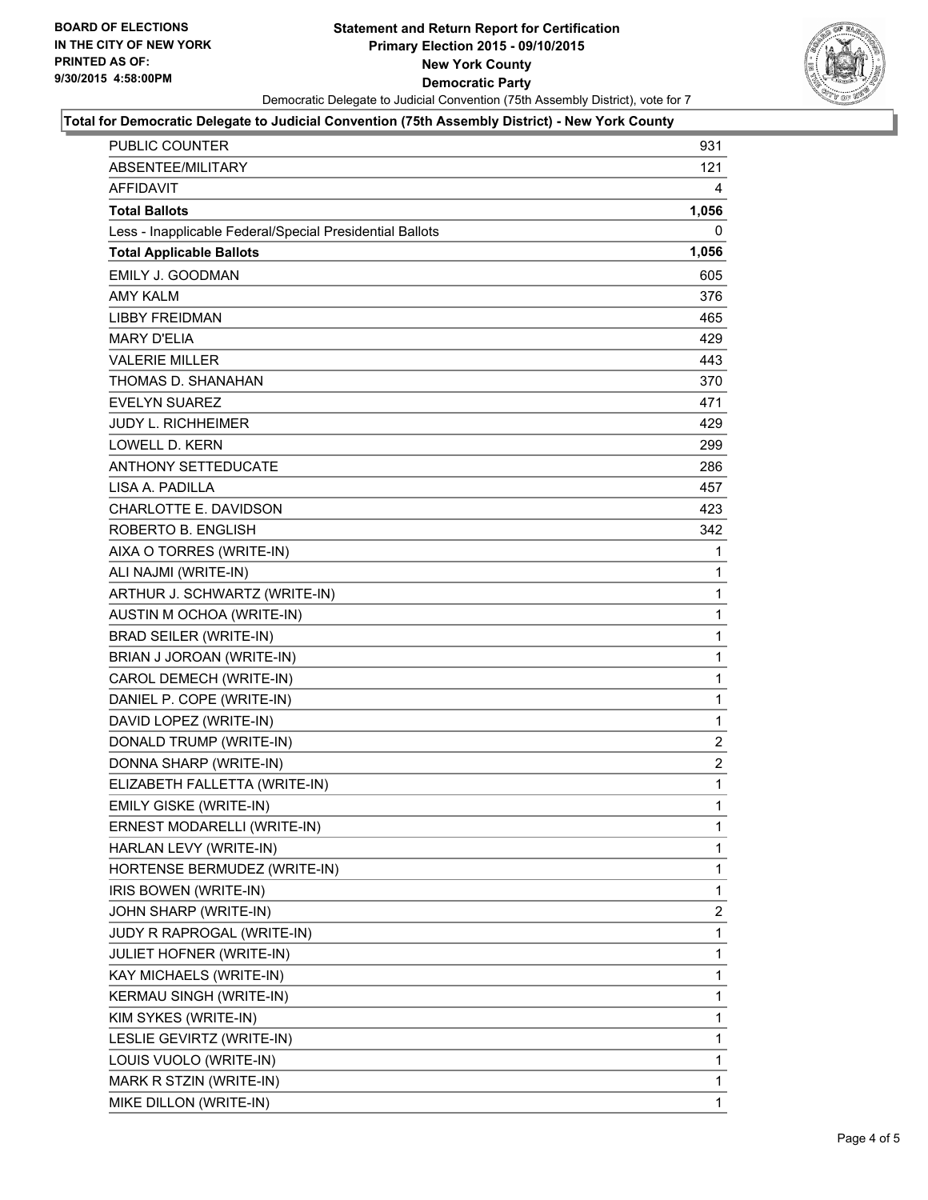BOARD OF ELECTIONS
IN THE CITY OF NEW YORK
PRINTED AS OF:
9/30/2015 4:58:00PM

**Statement and Return Report for Certification**
**Primary Election 2015 - 09/10/2015**
**New York County**
**Democratic Party**
Democratic Delegate to Judicial Convention (75th Assembly District), vote for 7

**Total for Democratic Delegate to Judicial Convention (75th Assembly District) - New York County**

| | |
|---|---|
| PUBLIC COUNTER | 931 |
| ABSENTEE/MILITARY | 121 |
| AFFIDAVIT | 4 |
| **Total Ballots** | **1,056** |
| Less - Inapplicable Federal/Special Presidential Ballots | 0 |
| **Total Applicable Ballots** | **1,056** |
| EMILY J. GOODMAN | 605 |
| AMY KALM | 376 |
| LIBBY FREIDMAN | 465 |
| MARY D'ELIA | 429 |
| VALERIE MILLER | 443 |
| THOMAS D. SHANAHAN | 370 |
| EVELYN SUAREZ | 471 |
| JUDY L. RICHHEIMER | 429 |
| LOWELL D. KERN | 299 |
| ANTHONY SETTEDUCATE | 286 |
| LISA A. PADILLA | 457 |
| CHARLOTTE E. DAVIDSON | 423 |
| ROBERTO B. ENGLISH | 342 |
| AIXA O TORRES (WRITE-IN) | 1 |
| ALI NAJMI (WRITE-IN) | 1 |
| ARTHUR J. SCHWARTZ (WRITE-IN) | 1 |
| AUSTIN M OCHOA (WRITE-IN) | 1 |
| BRAD SEILER (WRITE-IN) | 1 |
| BRIAN J JOROAN (WRITE-IN) | 1 |
| CAROL DEMECH (WRITE-IN) | 1 |
| DANIEL P. COPE (WRITE-IN) | 1 |
| DAVID LOPEZ (WRITE-IN) | 1 |
| DONALD TRUMP (WRITE-IN) | 2 |
| DONNA SHARP (WRITE-IN) | 2 |
| ELIZABETH FALLETTA (WRITE-IN) | 1 |
| EMILY GISKE (WRITE-IN) | 1 |
| ERNEST MODARELLI (WRITE-IN) | 1 |
| HARLAN LEVY (WRITE-IN) | 1 |
| HORTENSE BERMUDEZ (WRITE-IN) | 1 |
| IRIS BOWEN (WRITE-IN) | 1 |
| JOHN SHARP (WRITE-IN) | 2 |
| JUDY R RAPROGAL (WRITE-IN) | 1 |
| JULIET HOFNER (WRITE-IN) | 1 |
| KAY MICHAELS (WRITE-IN) | 1 |
| KERMAU SINGH (WRITE-IN) | 1 |
| KIM SYKES (WRITE-IN) | 1 |
| LESLIE GEVIRTZ (WRITE-IN) | 1 |
| LOUIS VUOLO (WRITE-IN) | 1 |
| MARK R STZIN (WRITE-IN) | 1 |
| MIKE DILLON (WRITE-IN) | 1 |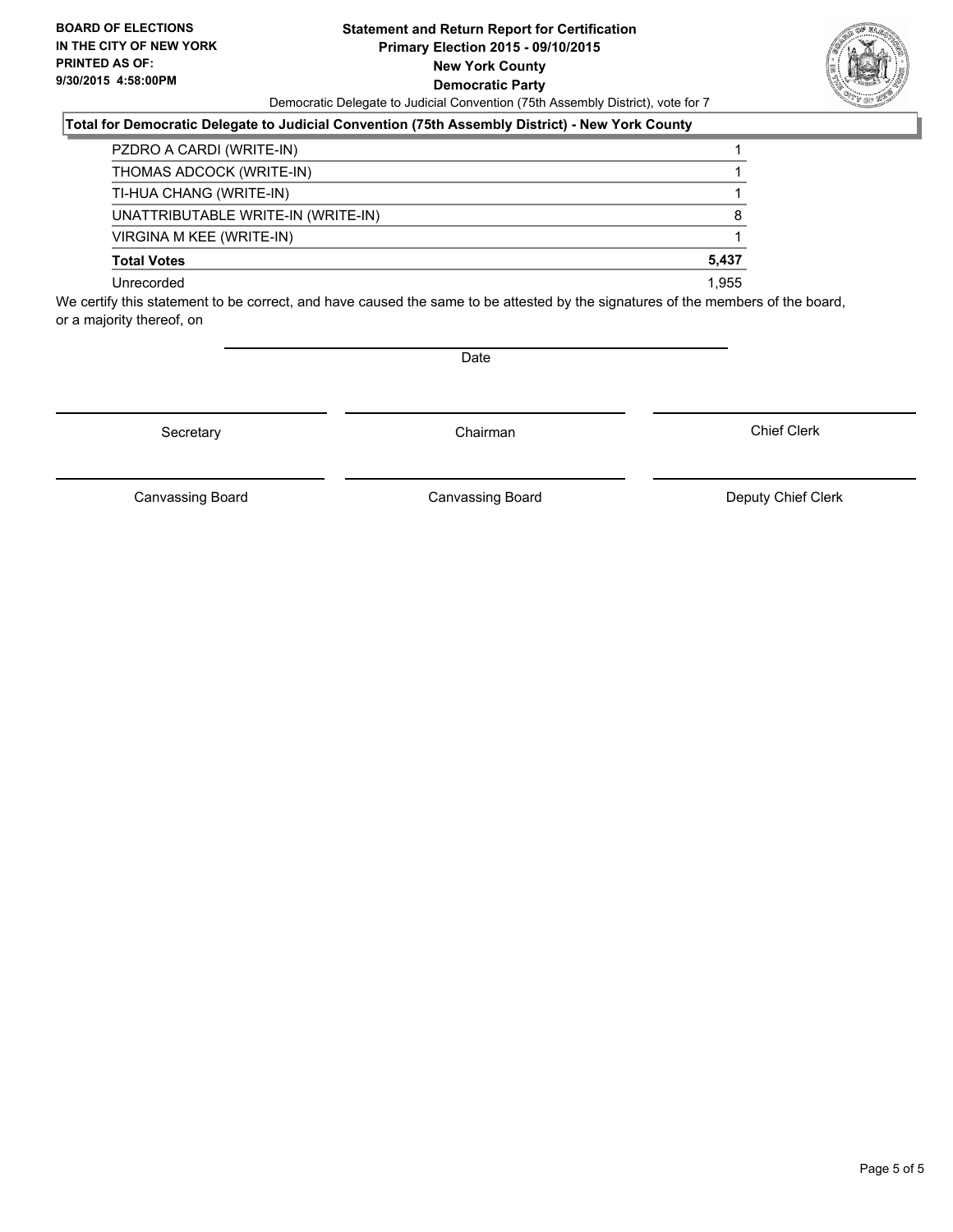**BOARD OF ELECTIONS IN THE CITY OF NEW YORK PRINTED AS OF: 9/30/2015 4:58:00PM**

**Statement and Return Report for Certification**
**Primary Election 2015 - 09/10/2015**
**New York County**
**Democratic Party**

Democratic Delegate to Judicial Convention (75th Assembly District), vote for 7

**Total for Democratic Delegate to Judicial Convention (75th Assembly District) - New York County**

| | |
|---|---|
| PZDRO A CARDI (WRITE-IN) | 1 |
| THOMAS ADCOCK (WRITE-IN) | 1 |
| TI-HUA CHANG (WRITE-IN) | 1 |
| UNATTRIBUTABLE WRITE-IN (WRITE-IN) | 8 |
| VIRGINA M KEE (WRITE-IN) | 1 |
| **Total Votes** | **5,437** |
| Unrecorded | 1,955 |

We certify this statement to be correct, and have caused the same to be attested by the signatures of the members of the board, or a majority thereof, on

Date

Secretary    Chairman    Chief Clerk

Canvassing Board    Canvassing Board    Deputy Chief Clerk